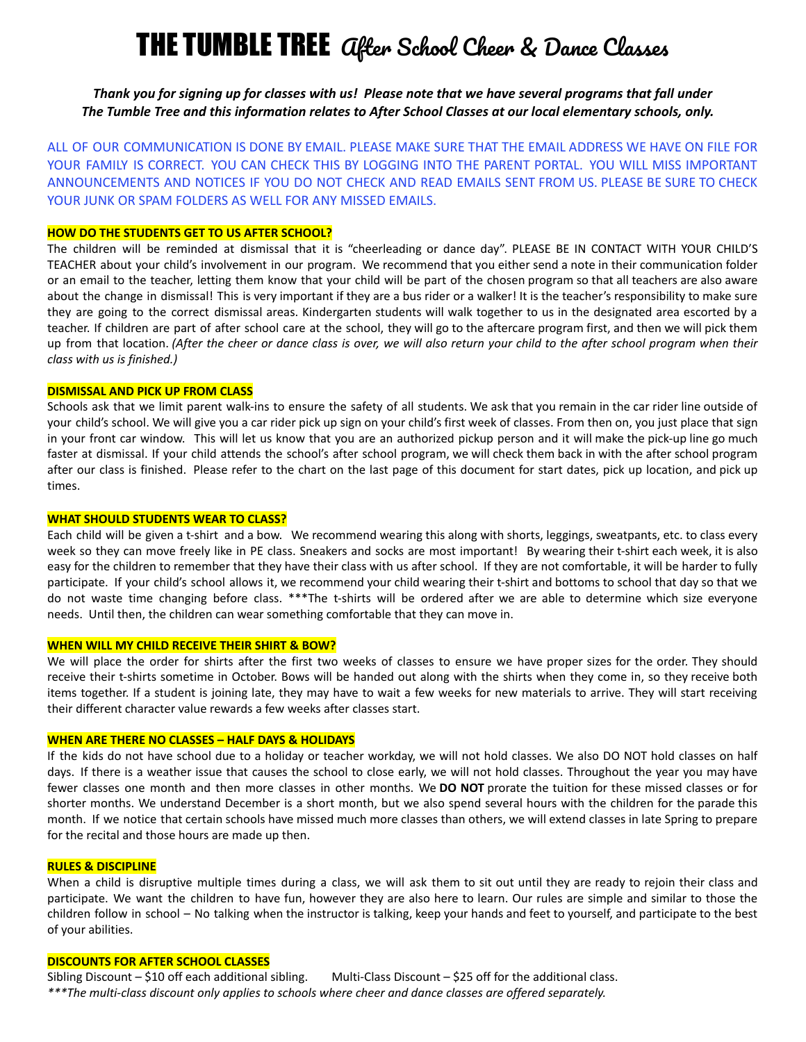# THE TUMBLE TREE *After School Cheer & Dance Classes*

***Thank you for signing up for classes with us! Please note that we have several programs that fall under The Tumble Tree and this information relates to After School Classes at our local elementary schools, only.***

ALL OF OUR COMMUNICATION IS DONE BY EMAIL. PLEASE MAKE SURE THAT THE EMAIL ADDRESS WE HAVE ON FILE FOR YOUR FAMILY IS CORRECT. YOU CAN CHECK THIS BY LOGGING INTO THE PARENT PORTAL. YOU WILL MISS IMPORTANT ANNOUNCEMENTS AND NOTICES IF YOU DO NOT CHECK AND READ EMAILS SENT FROM US. PLEASE BE SURE TO CHECK YOUR JUNK OR SPAM FOLDERS AS WELL FOR ANY MISSED EMAILS.

**HOW DO THE STUDENTS GET TO US AFTER SCHOOL?**

The children will be reminded at dismissal that it is "cheerleading or dance day". PLEASE BE IN CONTACT WITH YOUR CHILD'S TEACHER about your child's involvement in our program. We recommend that you either send a note in their communication folder or an email to the teacher, letting them know that your child will be part of the chosen program so that all teachers are also aware about the change in dismissal! This is very important if they are a bus rider or a walker! It is the teacher's responsibility to make sure they are going to the correct dismissal areas. Kindergarten students will walk together to us in the designated area escorted by a teacher. If children are part of after school care at the school, they will go to the aftercare program first, and then we will pick them up from that location. *(After the cheer or dance class is over, we will also return your child to the after school program when their class with us is finished.)*

**DISMISSAL AND PICK UP FROM CLASS**

Schools ask that we limit parent walk-ins to ensure the safety of all students. We ask that you remain in the car rider line outside of your child's school. We will give you a car rider pick up sign on your child's first week of classes. From then on, you just place that sign in your front car window. This will let us know that you are an authorized pickup person and it will make the pick-up line go much faster at dismissal. If your child attends the school's after school program, we will check them back in with the after school program after our class is finished. Please refer to the chart on the last page of this document for start dates, pick up location, and pick up times.

**WHAT SHOULD STUDENTS WEAR TO CLASS?**

Each child will be given a t-shirt and a bow. We recommend wearing this along with shorts, leggings, sweatpants, etc. to class every week so they can move freely like in PE class. Sneakers and socks are most important! By wearing their t-shirt each week, it is also easy for the children to remember that they have their class with us after school. If they are not comfortable, it will be harder to fully participate. If your child's school allows it, we recommend your child wearing their t-shirt and bottoms to school that day so that we do not waste time changing before class. ***The t-shirts will be ordered after we are able to determine which size everyone needs. Until then, the children can wear something comfortable that they can move in.

**WHEN WILL MY CHILD RECEIVE THEIR SHIRT & BOW?**

We will place the order for shirts after the first two weeks of classes to ensure we have proper sizes for the order. They should receive their t-shirts sometime in October. Bows will be handed out along with the shirts when they come in, so they receive both items together. If a student is joining late, they may have to wait a few weeks for new materials to arrive. They will start receiving their different character value rewards a few weeks after classes start.

**WHEN ARE THERE NO CLASSES – HALF DAYS & HOLIDAYS**

If the kids do not have school due to a holiday or teacher workday, we will not hold classes. We also DO NOT hold classes on half days. If there is a weather issue that causes the school to close early, we will not hold classes. Throughout the year you may have fewer classes one month and then more classes in other months. We **DO NOT** prorate the tuition for these missed classes or for shorter months. We understand December is a short month, but we also spend several hours with the children for the parade this month. If we notice that certain schools have missed much more classes than others, we will extend classes in late Spring to prepare for the recital and those hours are made up then.

**RULES & DISCIPLINE**

When a child is disruptive multiple times during a class, we will ask them to sit out until they are ready to rejoin their class and participate. We want the children to have fun, however they are also here to learn. Our rules are simple and similar to those the children follow in school – No talking when the instructor is talking, keep your hands and feet to yourself, and participate to the best of your abilities.

**DISCOUNTS FOR AFTER SCHOOL CLASSES**

Sibling Discount – $10 off each additional sibling. Multi-Class Discount – $25 off for the additional class.

****\*The multi-class discount only applies to schools where cheer and dance classes are offered separately.***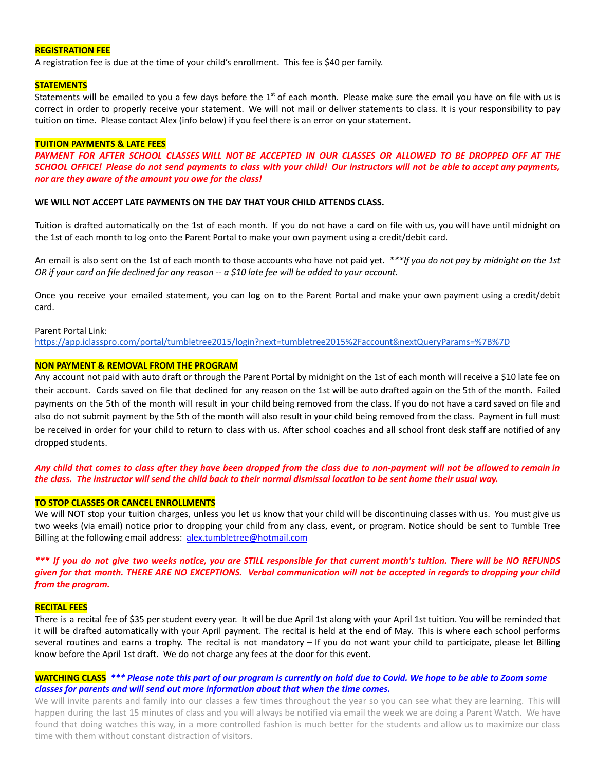**REGISTRATION FEE**

A registration fee is due at the time of your child's enrollment. This fee is $40 per family.

**STATEMENTS**

Statements will be emailed to you a few days before the 1st of each month. Please make sure the email you have on file with us is correct in order to properly receive your statement. We will not mail or deliver statements to class. It is your responsibility to pay tuition on time. Please contact Alex (info below) if you feel there is an error on your statement.

**TUITION PAYMENTS & LATE FEES**

***PAYMENT FOR AFTER SCHOOL CLASSES WILL NOT BE ACCEPTED IN OUR CLASSES OR ALLOWED TO BE DROPPED OFF AT THE SCHOOL OFFICE! Please do not send payments to class with your child! Our instructors will not be able to accept any payments, nor are they aware of the amount you owe for the class!***

**WE WILL NOT ACCEPT LATE PAYMENTS ON THE DAY THAT YOUR CHILD ATTENDS CLASS.**

Tuition is drafted automatically on the 1st of each month. If you do not have a card on file with us, you will have until midnight on the 1st of each month to log onto the Parent Portal to make your own payment using a credit/debit card.

An email is also sent on the 1st of each month to those accounts who have not paid yet. *\*\*\*If you do not pay by midnight on the 1st OR if your card on file declined for any reason -- a $10 late fee will be added to your account.*

Once you receive your emailed statement, you can log on to the Parent Portal and make your own payment using a credit/debit card.

Parent Portal Link:
https://app.iclasspro.com/portal/tumbletree2015/login?next=tumbletree2015%2Faccount&nextQueryParams=%7B%7D

**NON PAYMENT & REMOVAL FROM THE PROGRAM**

Any account not paid with auto draft or through the Parent Portal by midnight on the 1st of each month will receive a $10 late fee on their account. Cards saved on file that declined for any reason on the 1st will be auto drafted again on the 5th of the month. Failed payments on the 5th of the month will result in your child being removed from the class. If you do not have a card saved on file and also do not submit payment by the 5th of the month will also result in your child being removed from the class. Payment in full must be received in order for your child to return to class with us. After school coaches and all school front desk staff are notified of any dropped students.

***Any child that comes to class after they have been dropped from the class due to non-payment will not be allowed to remain in the class. The instructor will send the child back to their normal dismissal location to be sent home their usual way.***

**TO STOP CLASSES OR CANCEL ENROLLMENTS**

We will NOT stop your tuition charges, unless you let us know that your child will be discontinuing classes with us. You must give us two weeks (via email) notice prior to dropping your child from any class, event, or program. Notice should be sent to Tumble Tree Billing at the following email address: alex.tumbletree@hotmail.com

***\*\*\* If you do not give two weeks notice, you are STILL responsible for that current month's tuition. There will be NO REFUNDS given for that month. THERE ARE NO EXCEPTIONS. Verbal communication will not be accepted in regards to dropping your child from the program.***

**RECITAL FEES**

There is a recital fee of $35 per student every year. It will be due April 1st along with your April 1st tuition. You will be reminded that it will be drafted automatically with your April payment. The recital is held at the end of May. This is where each school performs several routines and earns a trophy. The recital is not mandatory – If you do not want your child to participate, please let Billing know before the April 1st draft. We do not charge any fees at the door for this event.

**WATCHING CLASS** ***\*\*\* Please note this part of our program is currently on hold due to Covid. We hope to be able to Zoom some classes for parents and will send out more information about that when the time comes.***

We will invite parents and family into our classes a few times throughout the year so you can see what they are learning. This will happen during the last 15 minutes of class and you will always be notified via email the week we are doing a Parent Watch. We have found that doing watches this way, in a more controlled fashion is much better for the students and allow us to maximize our class time with them without constant distraction of visitors.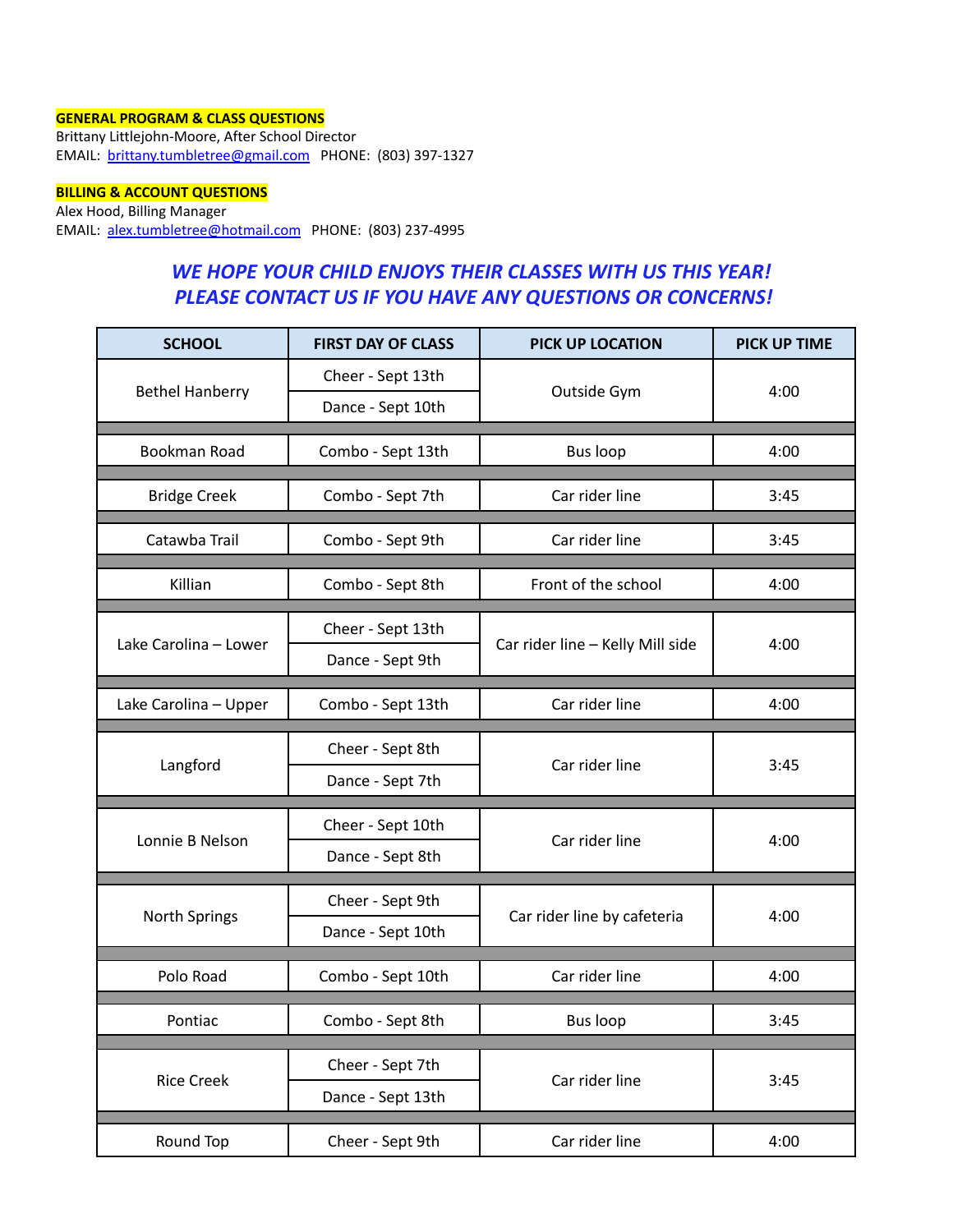**GENERAL PROGRAM & CLASS QUESTIONS**
Brittany Littlejohn-Moore, After School Director
EMAIL: brittany.tumbletree@gmail.com PHONE: (803) 397-1327

**BILLING & ACCOUNT QUESTIONS**
Alex Hood, Billing Manager
EMAIL: alex.tumbletree@hotmail.com PHONE: (803) 237-4995

***WE HOPE YOUR CHILD ENJOYS THEIR CLASSES WITH US THIS YEAR!***
***PLEASE CONTACT US IF YOU HAVE ANY QUESTIONS OR CONCERNS!***

| SCHOOL | FIRST DAY OF CLASS | PICK UP LOCATION | PICK UP TIME |
|---|---|---|---|
| Bethel Hanberry | Cheer - Sept 13th | Outside Gym | 4:00 |
| | Dance - Sept 10th | | |
| Bookman Road | Combo - Sept 13th | Bus loop | 4:00 |
| Bridge Creek | Combo - Sept 7th | Car rider line | 3:45 |
| Catawba Trail | Combo - Sept 9th | Car rider line | 3:45 |
| Killian | Combo - Sept 8th | Front of the school | 4:00 |
| Lake Carolina – Lower | Cheer - Sept 13th | Car rider line – Kelly Mill side | 4:00 |
| | Dance - Sept 9th | | |
| Lake Carolina – Upper | Combo - Sept 13th | Car rider line | 4:00 |
| Langford | Cheer - Sept 8th | Car rider line | 3:45 |
| | Dance - Sept 7th | | |
| Lonnie B Nelson | Cheer - Sept 10th | Car rider line | 4:00 |
| | Dance - Sept 8th | | |
| North Springs | Cheer - Sept 9th | Car rider line by cafeteria | 4:00 |
| | Dance - Sept 10th | | |
| Polo Road | Combo - Sept 10th | Car rider line | 4:00 |
| Pontiac | Combo - Sept 8th | Bus loop | 3:45 |
| Rice Creek | Cheer - Sept 7th | Car rider line | 3:45 |
| | Dance - Sept 13th | | |
| Round Top | Cheer - Sept 9th | Car rider line | 4:00 |